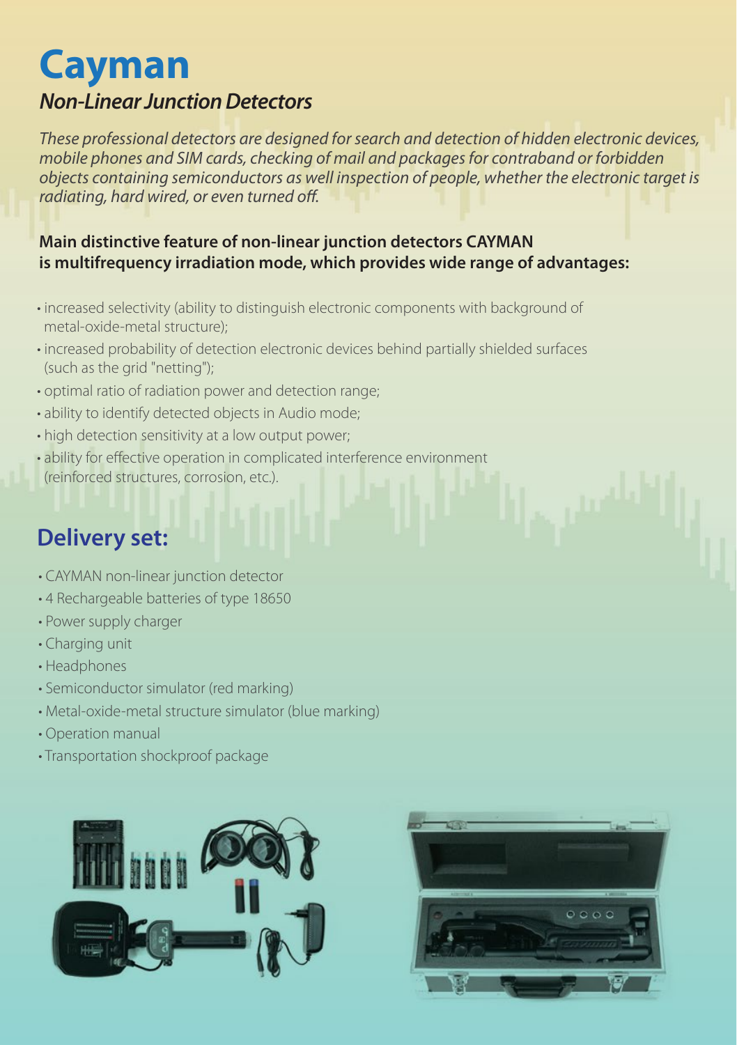# Cayman

## *Non-Linear Junction Detectors*

*These professional detectors are designed for search and detection of hidden electronic devices, mobile phones and SIM cards, checking of mail and packages for contraband or forbidden objects containing semiconductors as well inspection of people, whether the electronic target is radiating, hard wired, or even turned off.*

**Main distinctive feature of non-linear junction detectors CAYMAN is multifrequency irradiation mode, which provides wide range of advantages:**

- increased selectivity (ability to distinguish electronic components with background of metal-oxide-metal structure);
- increased probability of detection electronic devices behind partially shielded surfaces (such as the grid "netting");
- optimal ratio of radiation power and detection range;
- ability to identify detected objects in Audio mode;
- high detection sensitivity at a low output power;
- ability for effective operation in complicated interference environment (reinforced structures, corrosion, etc.).

## Delivery set:

- CAYMAN non-linear junction detector
- 4 Rechargeable batteries of type 18650
- Power supply charger
- Charging unit
- Headphones
- Semiconductor simulator (red marking)
- Metal-oxide-metal structure simulator (blue marking)
- Operation manual
- Transportation shockproof package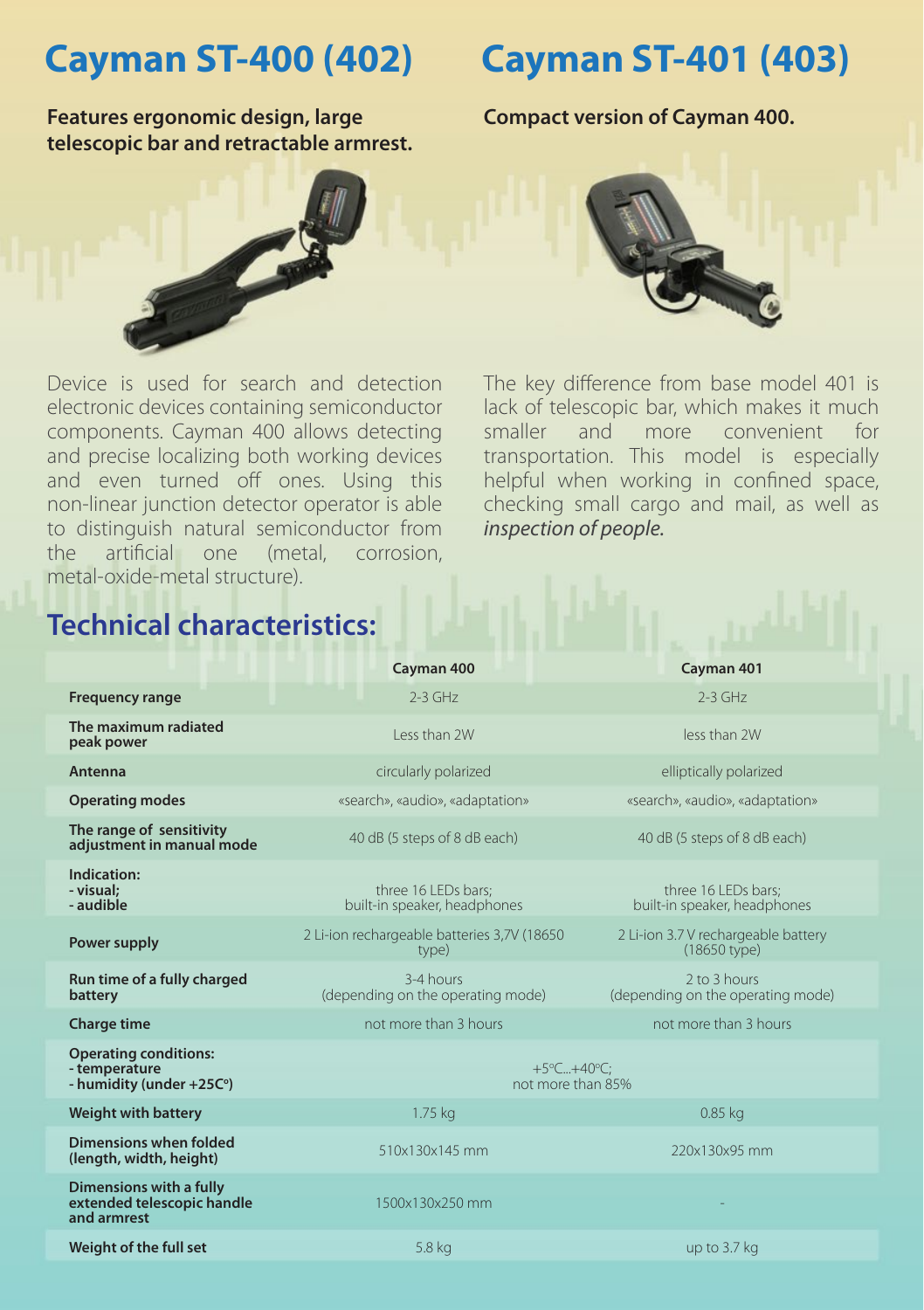# Cayman ST-400 (402)

**Features ergonomic design, large telescopic bar and retractable armrest.**

Device is used for search and detection electronic devices containing semiconductor components. Cayman 400 allows detecting and precise localizing both working devices and even turned off ones. Using this non-linear junction detector operator is able to distinguish natural semiconductor from the artificial one (metal, corrosion, metal-oxide-metal structure).

# Cayman ST-401 (403)

**Compact version of Cayman 400.**

The key difference from base model 401 is lack of telescopic bar, which makes it much smaller and more convenient for transportation. This model is especially helpful when working in confined space, checking small cargo and mail, as well as *inspection of people.*

## Technical characteristics:

| | Cayman 400 | Cayman 401 |
|---|---|---|
| **Frequency range** | 2-3 GHz | 2-3 GHz |
| **The maximum radiated peak power** | Less than 2W | less than 2W |
| **Antenna** | circularly polarized | elliptically polarized |
| **Operating modes** | «search», «audio», «adaptation» | «search», «audio», «adaptation» |
| **The range of sensitivity adjustment in manual mode** | 40 dB (5 steps of 8 dB each) | 40 dB (5 steps of 8 dB each) |
| **Indication:**<br>**- visual;**<br>**- audible** | three 16 LEDs bars;<br>built-in speaker, headphones | three 16 LEDs bars;<br>built-in speaker, headphones |
| **Power supply** | 2 Li-ion rechargeable batteries 3,7V (18650 type) | 2 Li-ion 3.7 V rechargeable battery (18650 type) |
| **Run time of a fully charged battery** | 3-4 hours<br>(depending on the operating mode) | 2 to 3 hours<br>(depending on the operating mode) |
| **Charge time** | not more than 3 hours | not more than 3 hours |
| **Operating conditions:**<br>**- temperature**<br>**- humidity (under +25C°)** | +5°C...+40°C;<br>not more than 85% | |
| **Weight with battery** | 1.75 kg | 0.85 kg |
| **Dimensions when folded (length, width, height)** | 510x130x145 mm | 220x130x95 mm |
| **Dimensions with a fully extended telescopic handle and armrest** | 1500x130x250 mm | - |
| **Weight of the full set** | 5.8 kg | up to 3.7 kg |